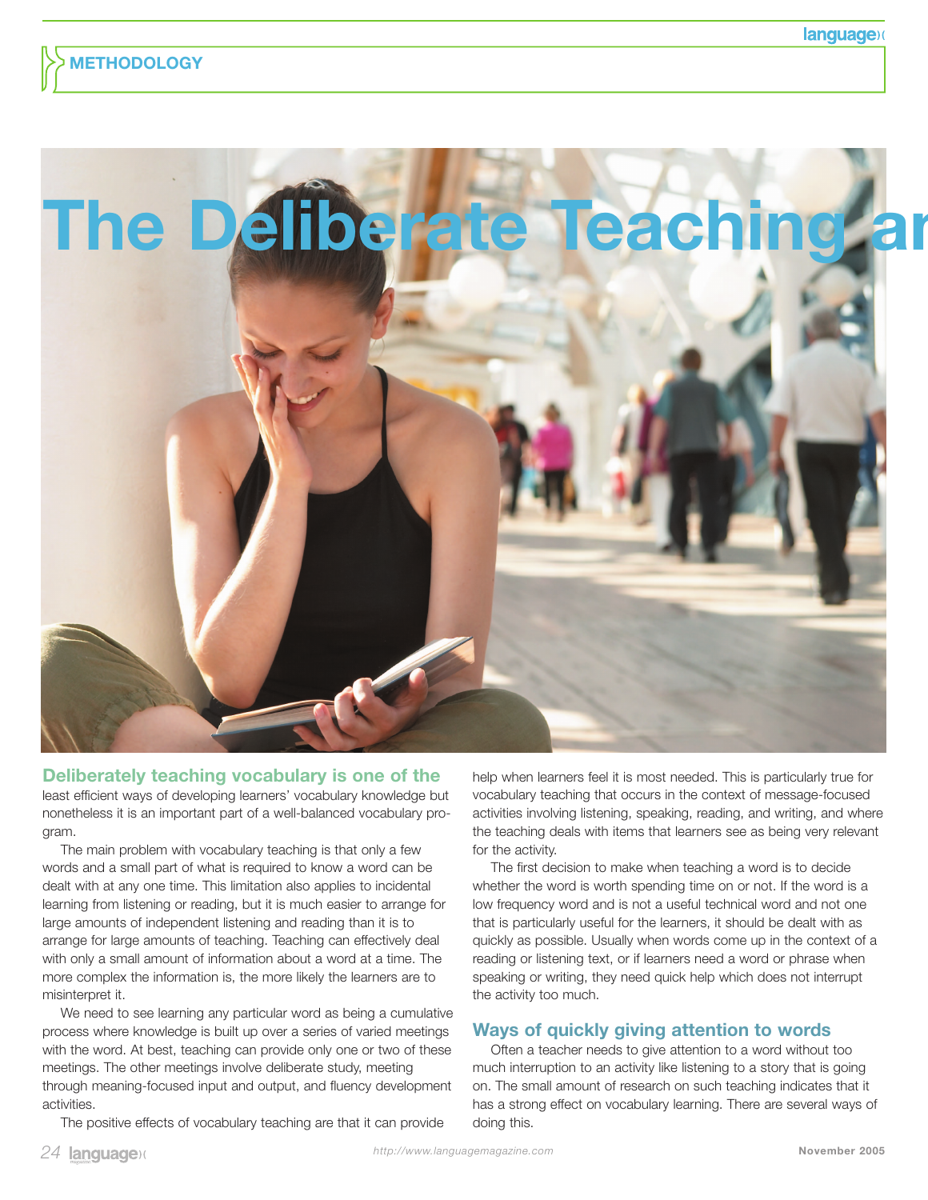# The Deliberate Teaching ar

**Deliberately teaching vocabulary is one of the** least efficient ways of developing learners' vocabulary knowledge but nonetheless it is an important part of a well-balanced vocabulary program.

The main problem with vocabulary teaching is that only a few words and a small part of what is required to know a word can be dealt with at any one time. This limitation also applies to incidental learning from listening or reading, but it is much easier to arrange for large amounts of independent listening and reading than it is to arrange for large amounts of teaching. Teaching can effectively deal with only a small amount of information about a word at a time. The more complex the information is, the more likely the learners are to misinterpret it.

We need to see learning any particular word as being a cumulative process where knowledge is built up over a series of varied meetings with the word. At best, teaching can provide only one or two of these meetings. The other meetings involve deliberate study, meeting through meaning-focused input and output, and fluency development activities.

The positive effects of vocabulary teaching are that it can provide help when learners feel it is most needed. This is particularly true for vocabulary teaching that occurs in the context of message-focused activities involving listening, speaking, reading, and writing, and where the teaching deals with items that learners see as being very relevant for the activity.

The first decision to make when teaching a word is to decide whether the word is worth spending time on or not. If the word is a low frequency word and is not a useful technical word and not one that is particularly useful for the learners, it should be dealt with as quickly as possible. Usually when words come up in the context of a reading or listening text, or if learners need a word or phrase when speaking or writing, they need quick help which does not interrupt the activity too much.

## Ways of quickly giving attention to words

Often a teacher needs to give attention to a word without too much interruption to an activity like listening to a story that is going on. The small amount of research on such teaching indicates that it has a strong effect on vocabulary learning. There are several ways of doing this.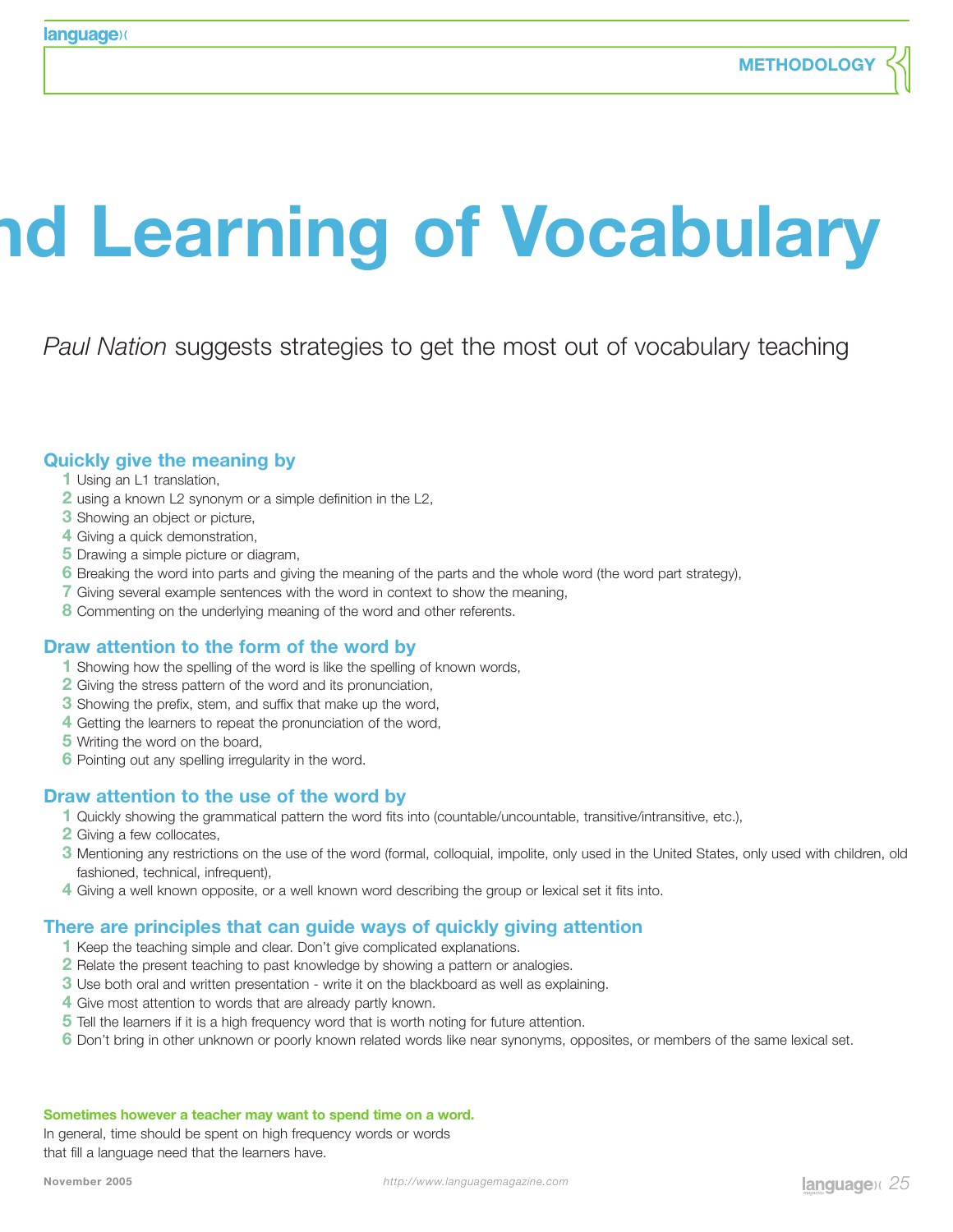# nd Learning of Vocabulary

*Paul Nation* suggests strategies to get the most out of vocabulary teaching

### Quickly give the meaning by

1. Using an L1 translation,
2. using a known L2 synonym or a simple definition in the L2,
3. Showing an object or picture,
4. Giving a quick demonstration,
5. Drawing a simple picture or diagram,
6. Breaking the word into parts and giving the meaning of the parts and the whole word (the word part strategy),
7. Giving several example sentences with the word in context to show the meaning,
8. Commenting on the underlying meaning of the word and other referents.

### Draw attention to the form of the word by

1. Showing how the spelling of the word is like the spelling of known words,
2. Giving the stress pattern of the word and its pronunciation,
3. Showing the prefix, stem, and suffix that make up the word,
4. Getting the learners to repeat the pronunciation of the word,
5. Writing the word on the board,
6. Pointing out any spelling irregularity in the word.

### Draw attention to the use of the word by

1. Quickly showing the grammatical pattern the word fits into (countable/uncountable, transitive/intransitive, etc.),
2. Giving a few collocates,
3. Mentioning any restrictions on the use of the word (formal, colloquial, impolite, only used in the United States, only used with children, old fashioned, technical, infrequent),
4. Giving a well known opposite, or a well known word describing the group or lexical set it fits into.

### There are principles that can guide ways of quickly giving attention

1. Keep the teaching simple and clear. Don't give complicated explanations.
2. Relate the present teaching to past knowledge by showing a pattern or analogies.
3. Use both oral and written presentation - write it on the blackboard as well as explaining.
4. Give most attention to words that are already partly known.
5. Tell the learners if it is a high frequency word that is worth noting for future attention.
6. Don't bring in other unknown or poorly known related words like near synonyms, opposites, or members of the same lexical set.

**Sometimes however a teacher may want to spend time on a word.**
In general, time should be spent on high frequency words or words that fill a language need that the learners have.